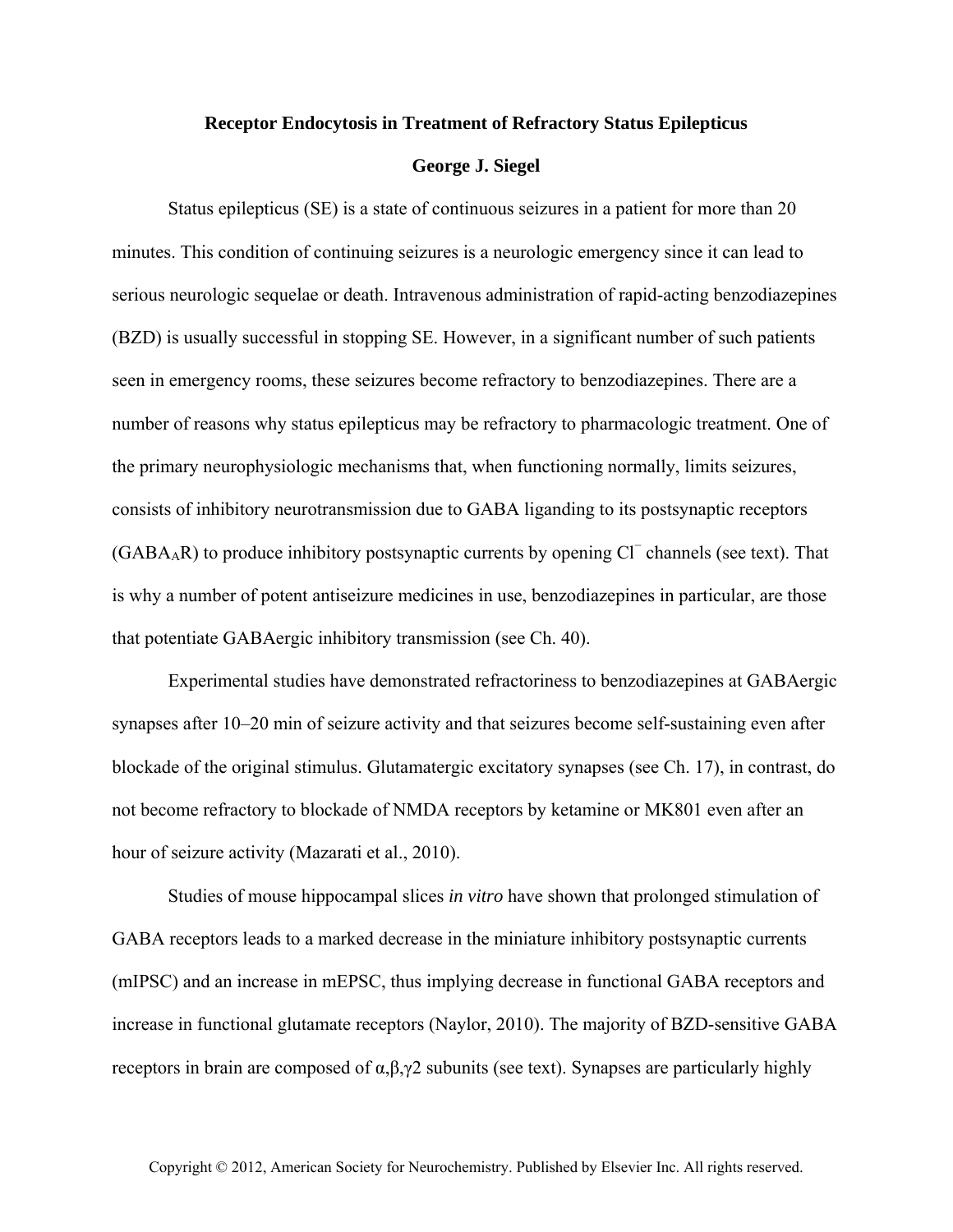# Receptor Endocytosis in Treatment of Refractory Status Epilepticus

**George J. Siegel**

Status epilepticus (SE) is a state of continuous seizures in a patient for more than 20 minutes. This condition of continuing seizures is a neurologic emergency since it can lead to serious neurologic sequelae or death. Intravenous administration of rapid-acting benzodiazepines (BZD) is usually successful in stopping SE. However, in a significant number of such patients seen in emergency rooms, these seizures become refractory to benzodiazepines. There are a number of reasons why status epilepticus may be refractory to pharmacologic treatment. One of the primary neurophysiologic mechanisms that, when functioning normally, limits seizures, consists of inhibitory neurotransmission due to GABA liganding to its postsynaptic receptors ($GABA_AR$) to produce inhibitory postsynaptic currents by opening $Cl^-$ channels (see text). That is why a number of potent antiseizure medicines in use, benzodiazepines in particular, are those that potentiate GABAergic inhibitory transmission (see Ch. 40).

Experimental studies have demonstrated refractoriness to benzodiazepines at GABAergic synapses after 10–20 min of seizure activity and that seizures become self-sustaining even after blockade of the original stimulus. Glutamatergic excitatory synapses (see Ch. 17), in contrast, do not become refractory to blockade of NMDA receptors by ketamine or MK801 even after an hour of seizure activity (Mazarati et al., 2010).

Studies of mouse hippocampal slices *in vitro* have shown that prolonged stimulation of GABA receptors leads to a marked decrease in the miniature inhibitory postsynaptic currents (mIPSC) and an increase in mEPSC, thus implying decrease in functional GABA receptors and increase in functional glutamate receptors (Naylor, 2010). The majority of BZD-sensitive GABA receptors in brain are composed of α,β,γ2 subunits (see text). Synapses are particularly highly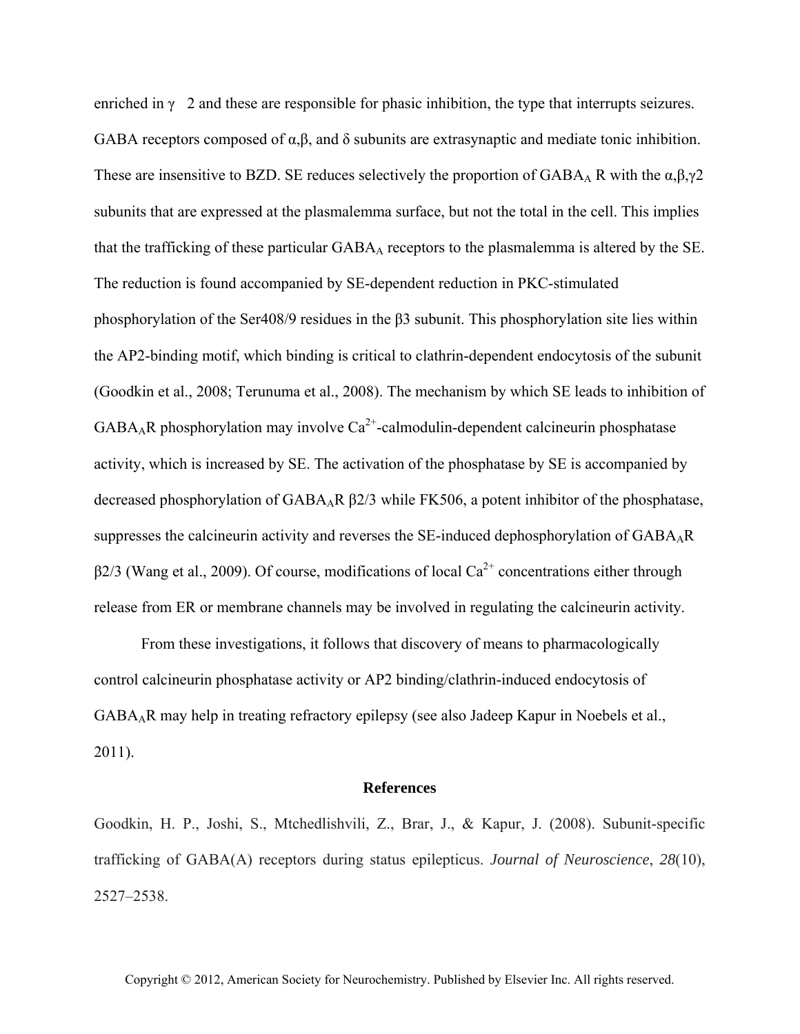enriched in γ 2 and these are responsible for phasic inhibition, the type that interrupts seizures. GABA receptors composed of α,β, and δ subunits are extrasynaptic and mediate tonic inhibition. These are insensitive to BZD. SE reduces selectively the proportion of $GABA_A$ R with the α,β,γ2 subunits that are expressed at the plasmalemma surface, but not the total in the cell. This implies that the trafficking of these particular $GABA_A$ receptors to the plasmalemma is altered by the SE. The reduction is found accompanied by SE-dependent reduction in PKC-stimulated phosphorylation of the Ser408/9 residues in the β3 subunit. This phosphorylation site lies within the AP2-binding motif, which binding is critical to clathrin-dependent endocytosis of the subunit (Goodkin et al., 2008; Terunuma et al., 2008). The mechanism by which SE leads to inhibition of $GABA_AR$ phosphorylation may involve $Ca^{2+}$-calmodulin-dependent calcineurin phosphatase activity, which is increased by SE. The activation of the phosphatase by SE is accompanied by decreased phosphorylation of $GABA_AR$ β2/3 while FK506, a potent inhibitor of the phosphatase, suppresses the calcineurin activity and reverses the SE-induced dephosphorylation of $GABA_AR$ β2/3 (Wang et al., 2009). Of course, modifications of local $Ca^{2+}$ concentrations either through release from ER or membrane channels may be involved in regulating the calcineurin activity.

From these investigations, it follows that discovery of means to pharmacologically control calcineurin phosphatase activity or AP2 binding/clathrin-induced endocytosis of $GABA_AR$ may help in treating refractory epilepsy (see also Jadeep Kapur in Noebels et al., 2011).

## References

Goodkin, H. P., Joshi, S., Mtchedlishvili, Z., Brar, J., & Kapur, J. (2008). Subunit-specific trafficking of GABA(A) receptors during status epilepticus. *Journal of Neuroscience*, *28*(10), 2527–2538.

Copyright © 2012, American Society for Neurochemistry. Published by Elsevier Inc. All rights reserved.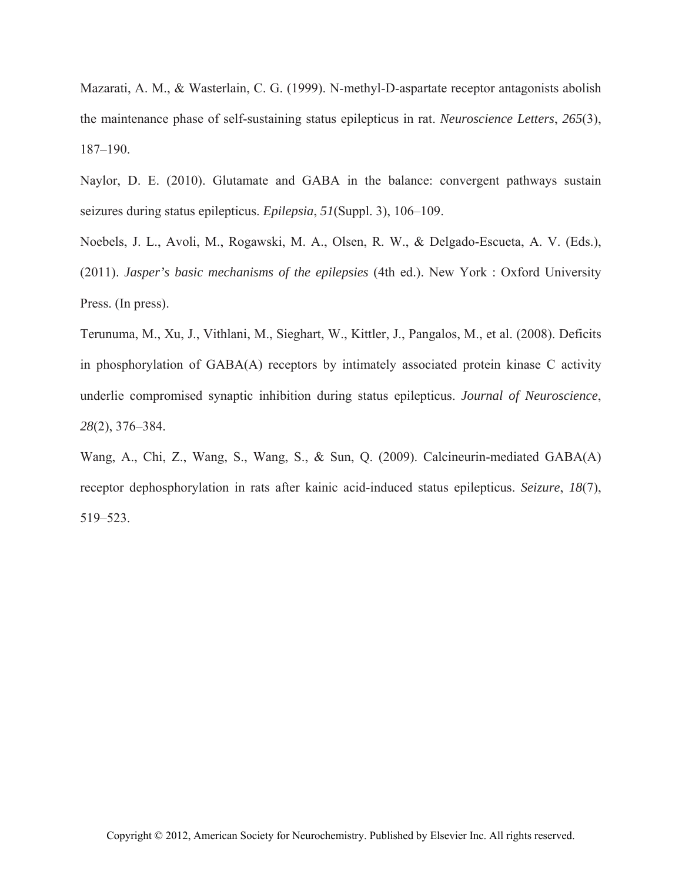Mazarati, A. M., & Wasterlain, C. G. (1999). N-methyl-D-aspartate receptor antagonists abolish the maintenance phase of self-sustaining status epilepticus in rat. *Neuroscience Letters*, *265*(3), 187–190.

Naylor, D. E. (2010). Glutamate and GABA in the balance: convergent pathways sustain seizures during status epilepticus. *Epilepsia*, *51*(Suppl. 3), 106–109.

Noebels, J. L., Avoli, M., Rogawski, M. A., Olsen, R. W., & Delgado-Escueta, A. V. (Eds.), (2011). *Jasper's basic mechanisms of the epilepsies* (4th ed.). New York : Oxford University Press. (In press).

Terunuma, M., Xu, J., Vithlani, M., Sieghart, W., Kittler, J., Pangalos, M., et al. (2008). Deficits in phosphorylation of GABA(A) receptors by intimately associated protein kinase C activity underlie compromised synaptic inhibition during status epilepticus. *Journal of Neuroscience*, *28*(2), 376–384.

Wang, A., Chi, Z., Wang, S., Wang, S., & Sun, Q. (2009). Calcineurin-mediated GABA(A) receptor dephosphorylation in rats after kainic acid-induced status epilepticus. *Seizure*, *18*(7), 519–523.

Copyright © 2012, American Society for Neurochemistry. Published by Elsevier Inc. All rights reserved.